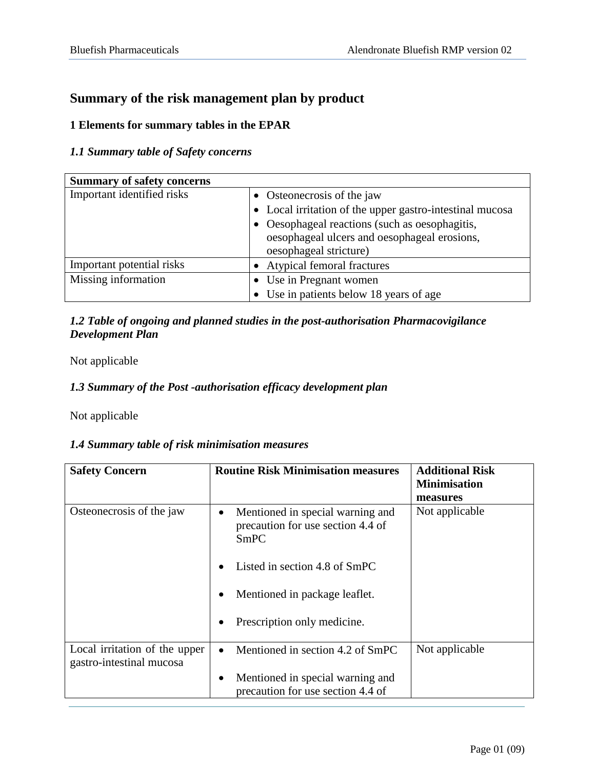# Summary of the risk management plan by product

## 1 Elements for summary tables in the EPAR

### *1.1 Summary table of Safety concerns*

| Summary of safety concerns | |
|---|---|
| Important identified risks | • Osteonecrosis of the jaw<br>• Local irritation of the upper gastro-intestinal mucosa<br>• Oesophageal reactions (such as oesophagitis, oesophageal ulcers and oesophageal erosions, oesophageal stricture) |
| Important potential risks | • Atypical femoral fractures |
| Missing information | • Use in Pregnant women<br>• Use in patients below 18 years of age |

### *1.2 Table of ongoing and planned studies in the post-authorisation Pharmacovigilance Development Plan*

Not applicable

### *1.3 Summary of the Post -authorisation efficacy development plan*

Not applicable

### *1.4 Summary table of risk minimisation measures*

| Safety Concern | Routine Risk Minimisation measures | Additional Risk Minimisation measures |
|---|---|---|
| Osteonecrosis of the jaw | • Mentioned in special warning and precaution for use section 4.4 of SmPC<br>• Listed in section 4.8 of SmPC<br>• Mentioned in package leaflet.<br>• Prescription only medicine. | Not applicable |
| Local irritation of the upper gastro-intestinal mucosa | • Mentioned in section 4.2 of SmPC<br>• Mentioned in special warning and precaution for use section 4.4 of | Not applicable |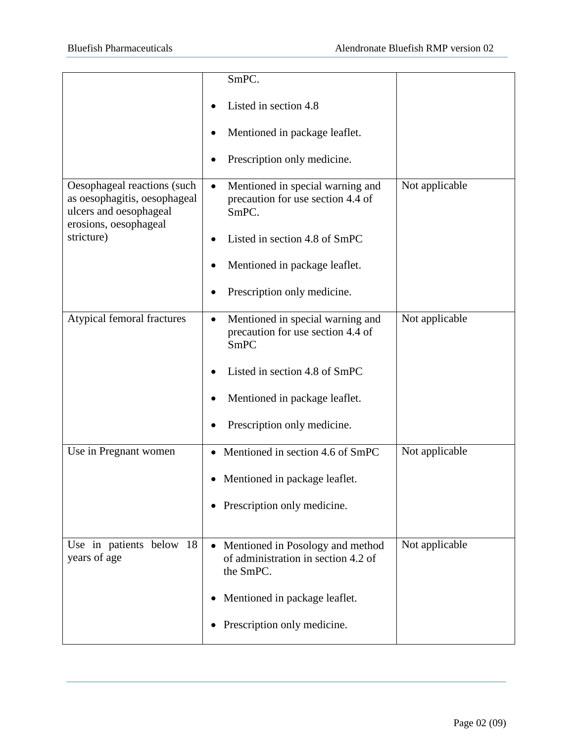| | | |
|---|---|---|
| | SmPC.<br><br>• Listed in section 4.8<br><br>• Mentioned in package leaflet.<br><br>• Prescription only medicine. | |
| Oesophageal reactions (such as oesophagitis, oesophageal ulcers and oesophageal erosions, oesophageal stricture) | • Mentioned in special warning and precaution for use section 4.4 of SmPC.<br><br>• Listed in section 4.8 of SmPC<br><br>• Mentioned in package leaflet.<br><br>• Prescription only medicine. | Not applicable |
| Atypical femoral fractures | • Mentioned in special warning and precaution for use section 4.4 of SmPC<br><br>• Listed in section 4.8 of SmPC<br><br>• Mentioned in package leaflet.<br><br>• Prescription only medicine. | Not applicable |
| Use in Pregnant women | • Mentioned in section 4.6 of SmPC<br><br>• Mentioned in package leaflet.<br><br>• Prescription only medicine. | Not applicable |
| Use in patients below 18 years of age | • Mentioned in Posology and method of administration in section 4.2 of the SmPC.<br><br>• Mentioned in package leaflet.<br><br>• Prescription only medicine. | Not applicable |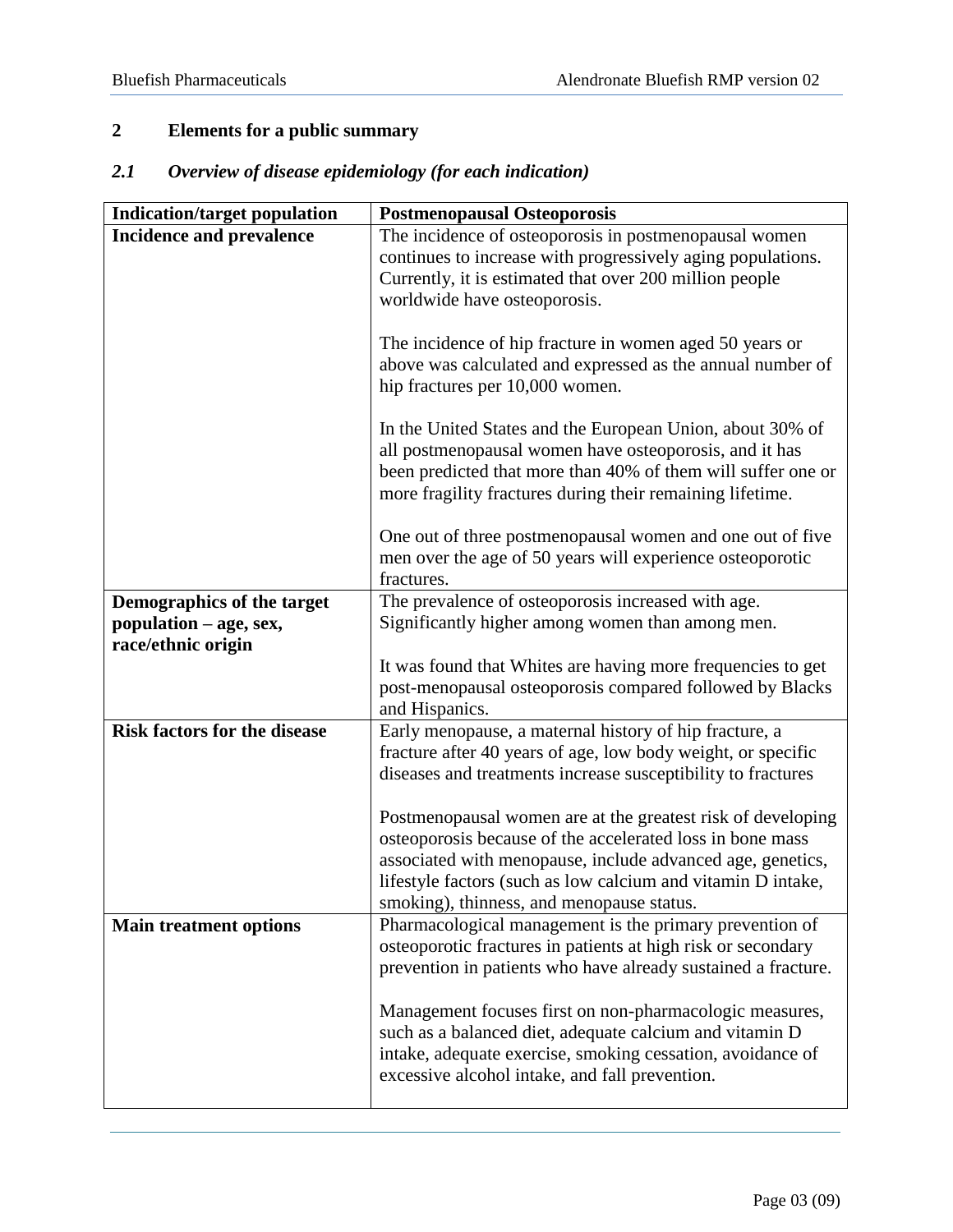## 2 Elements for a public summary

### *2.1 Overview of disease epidemiology (for each indication)*

| Indication/target population | Postmenopausal Osteoporosis |
|---|---|
| **Incidence and prevalence** | The incidence of osteoporosis in postmenopausal women continues to increase with progressively aging populations. Currently, it is estimated that over 200 million people worldwide have osteoporosis.<br><br>The incidence of hip fracture in women aged 50 years or above was calculated and expressed as the annual number of hip fractures per 10,000 women.<br><br>In the United States and the European Union, about 30% of all postmenopausal women have osteoporosis, and it has been predicted that more than 40% of them will suffer one or more fragility fractures during their remaining lifetime.<br><br>One out of three postmenopausal women and one out of five men over the age of 50 years will experience osteoporotic fractures. |
| **Demographics of the target population – age, sex, race/ethnic origin** | The prevalence of osteoporosis increased with age. Significantly higher among women than among men.<br><br>It was found that Whites are having more frequencies to get post-menopausal osteoporosis compared followed by Blacks and Hispanics. |
| **Risk factors for the disease** | Early menopause, a maternal history of hip fracture, a fracture after 40 years of age, low body weight, or specific diseases and treatments increase susceptibility to fractures<br><br>Postmenopausal women are at the greatest risk of developing osteoporosis because of the accelerated loss in bone mass associated with menopause, include advanced age, genetics, lifestyle factors (such as low calcium and vitamin D intake, smoking), thinness, and menopause status. |
| **Main treatment options** | Pharmacological management is the primary prevention of osteoporotic fractures in patients at high risk or secondary prevention in patients who have already sustained a fracture.<br><br>Management focuses first on non-pharmacologic measures, such as a balanced diet, adequate calcium and vitamin D intake, adequate exercise, smoking cessation, avoidance of excessive alcohol intake, and fall prevention. |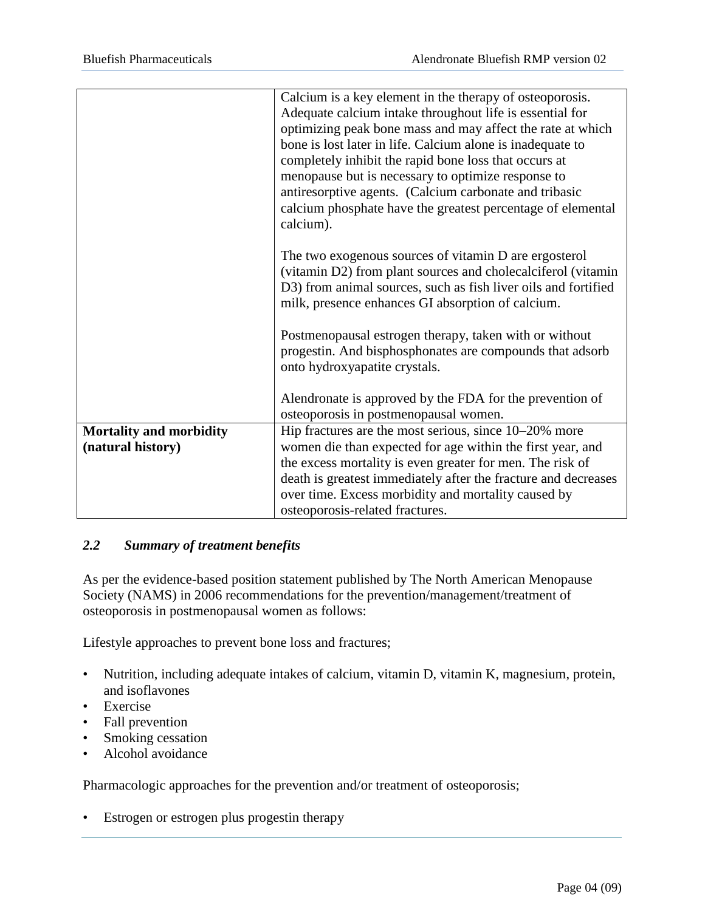| | |
|---|---|
| | Calcium is a key element in the therapy of osteoporosis. Adequate calcium intake throughout life is essential for optimizing peak bone mass and may affect the rate at which bone is lost later in life. Calcium alone is inadequate to completely inhibit the rapid bone loss that occurs at menopause but is necessary to optimize response to antiresorptive agents. (Calcium carbonate and tribasic calcium phosphate have the greatest percentage of elemental calcium).<br><br>The two exogenous sources of vitamin D are ergosterol (vitamin D2) from plant sources and cholecalciferol (vitamin D3) from animal sources, such as fish liver oils and fortified milk, presence enhances GI absorption of calcium.<br><br>Postmenopausal estrogen therapy, taken with or without progestin. And bisphosphonates are compounds that adsorb onto hydroxyapatite crystals.<br><br>Alendronate is approved by the FDA for the prevention of osteoporosis in postmenopausal women. |
| **Mortality and morbidity (natural history)** | Hip fractures are the most serious, since 10–20% more women die than expected for age within the first year, and the excess mortality is even greater for men. The risk of death is greatest immediately after the fracture and decreases over time. Excess morbidity and mortality caused by osteoporosis-related fractures. |

### *2.2 Summary of treatment benefits*

As per the evidence-based position statement published by The North American Menopause Society (NAMS) in 2006 recommendations for the prevention/management/treatment of osteoporosis in postmenopausal women as follows:

Lifestyle approaches to prevent bone loss and fractures;

- Nutrition, including adequate intakes of calcium, vitamin D, vitamin K, magnesium, protein, and isoflavones
- Exercise
- Fall prevention
- Smoking cessation
- Alcohol avoidance

Pharmacologic approaches for the prevention and/or treatment of osteoporosis;

- Estrogen or estrogen plus progestin therapy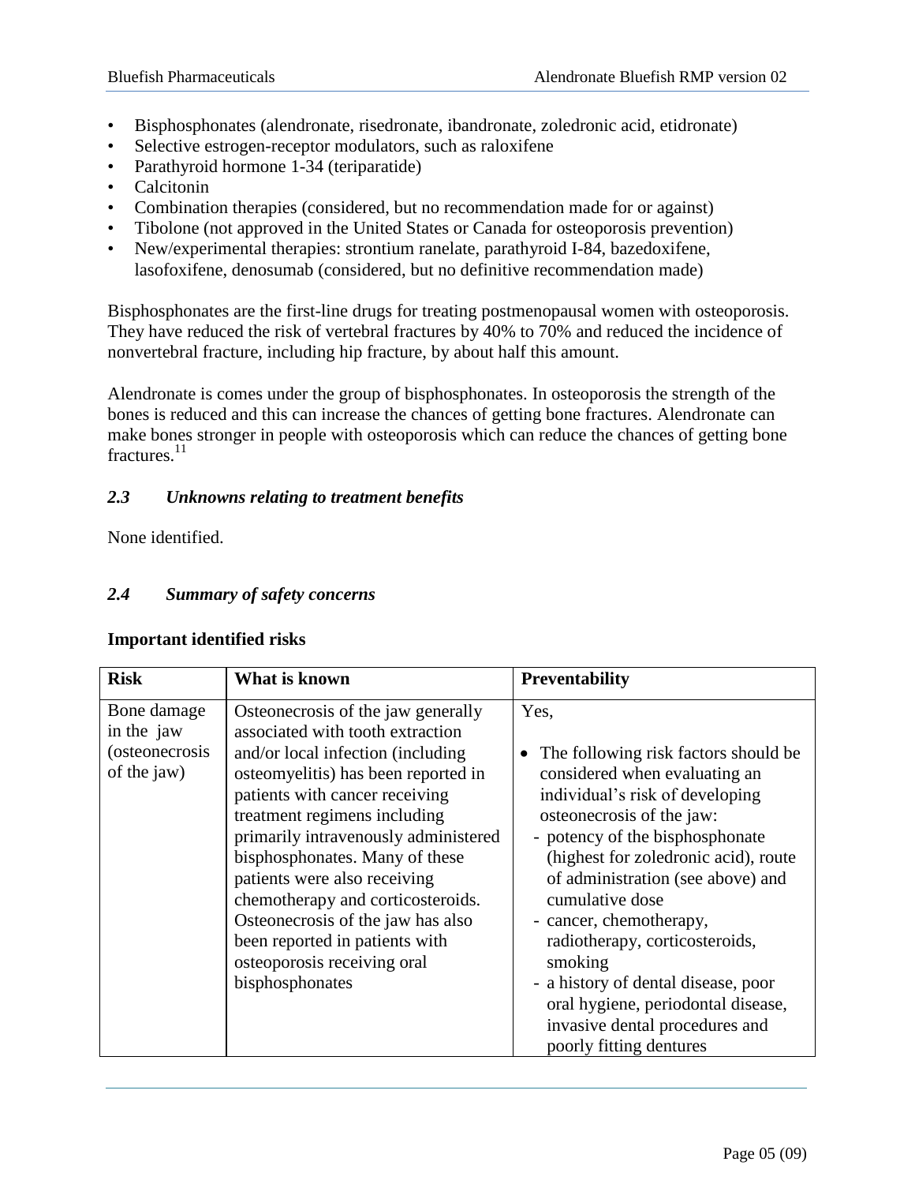- Bisphosphonates (alendronate, risedronate, ibandronate, zoledronic acid, etidronate)
- Selective estrogen-receptor modulators, such as raloxifene
- Parathyroid hormone 1-34 (teriparatide)
- Calcitonin
- Combination therapies (considered, but no recommendation made for or against)
- Tibolone (not approved in the United States or Canada for osteoporosis prevention)
- New/experimental therapies: strontium ranelate, parathyroid I-84, bazedoxifene, lasofoxifene, denosumab (considered, but no definitive recommendation made)

Bisphosphonates are the first-line drugs for treating postmenopausal women with osteoporosis. They have reduced the risk of vertebral fractures by 40% to 70% and reduced the incidence of nonvertebral fracture, including hip fracture, by about half this amount.

Alendronate is comes under the group of bisphosphonates. In osteoporosis the strength of the bones is reduced and this can increase the chances of getting bone fractures. Alendronate can make bones stronger in people with osteoporosis which can reduce the chances of getting bone fractures.[11]

### *2.3 Unknowns relating to treatment benefits*

None identified.

### *2.4 Summary of safety concerns*

**Important identified risks**

| Risk | What is known | Preventability |
|---|---|---|
| Bone damage in the jaw (osteonecrosis of the jaw) | Osteonecrosis of the jaw generally associated with tooth extraction and/or local infection (including osteomyelitis) has been reported in patients with cancer receiving treatment regimens including primarily intravenously administered bisphosphonates. Many of these patients were also receiving chemotherapy and corticosteroids. Osteonecrosis of the jaw has also been reported in patients with osteoporosis receiving oral bisphosphonates | Yes,<br><br>• The following risk factors should be considered when evaluating an individual's risk of developing osteonecrosis of the jaw:<br>- potency of the bisphosphonate (highest for zoledronic acid), route of administration (see above) and cumulative dose<br>- cancer, chemotherapy, radiotherapy, corticosteroids, smoking<br>- a history of dental disease, poor oral hygiene, periodontal disease, invasive dental procedures and poorly fitting dentures |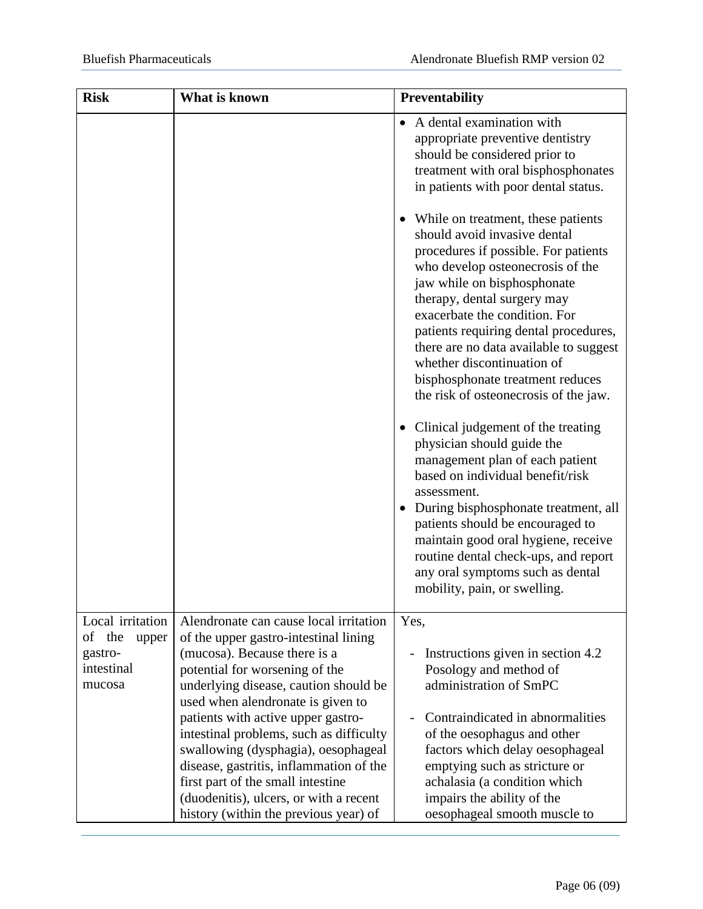| Risk | What is known | Preventability |
| --- | --- | --- |
| | | • A dental examination with appropriate preventive dentistry should be considered prior to treatment with oral bisphosphonates in patients with poor dental status.<br><br>• While on treatment, these patients should avoid invasive dental procedures if possible. For patients who develop osteonecrosis of the jaw while on bisphosphonate therapy, dental surgery may exacerbate the condition. For patients requiring dental procedures, there are no data available to suggest whether discontinuation of bisphosphonate treatment reduces the risk of osteonecrosis of the jaw.<br><br>• Clinical judgement of the treating physician should guide the management plan of each patient based on individual benefit/risk assessment.<br>• During bisphosphonate treatment, all patients should be encouraged to maintain good oral hygiene, receive routine dental check-ups, and report any oral symptoms such as dental mobility, pain, or swelling. |
| Local irritation of the upper gastro-intestinal mucosa | Alendronate can cause local irritation of the upper gastro-intestinal lining (mucosa). Because there is a potential for worsening of the underlying disease, caution should be used when alendronate is given to patients with active upper gastro-intestinal problems, such as difficulty swallowing (dysphagia), oesophageal disease, gastritis, inflammation of the first part of the small intestine (duodenitis), ulcers, or with a recent history (within the previous year) of | Yes,<br><br>- Instructions given in section 4.2 Posology and method of administration of SmPC<br><br>- Contraindicated in abnormalities of the oesophagus and other factors which delay oesophageal emptying such as stricture or achalasia (a condition which impairs the ability of the oesophageal smooth muscle to |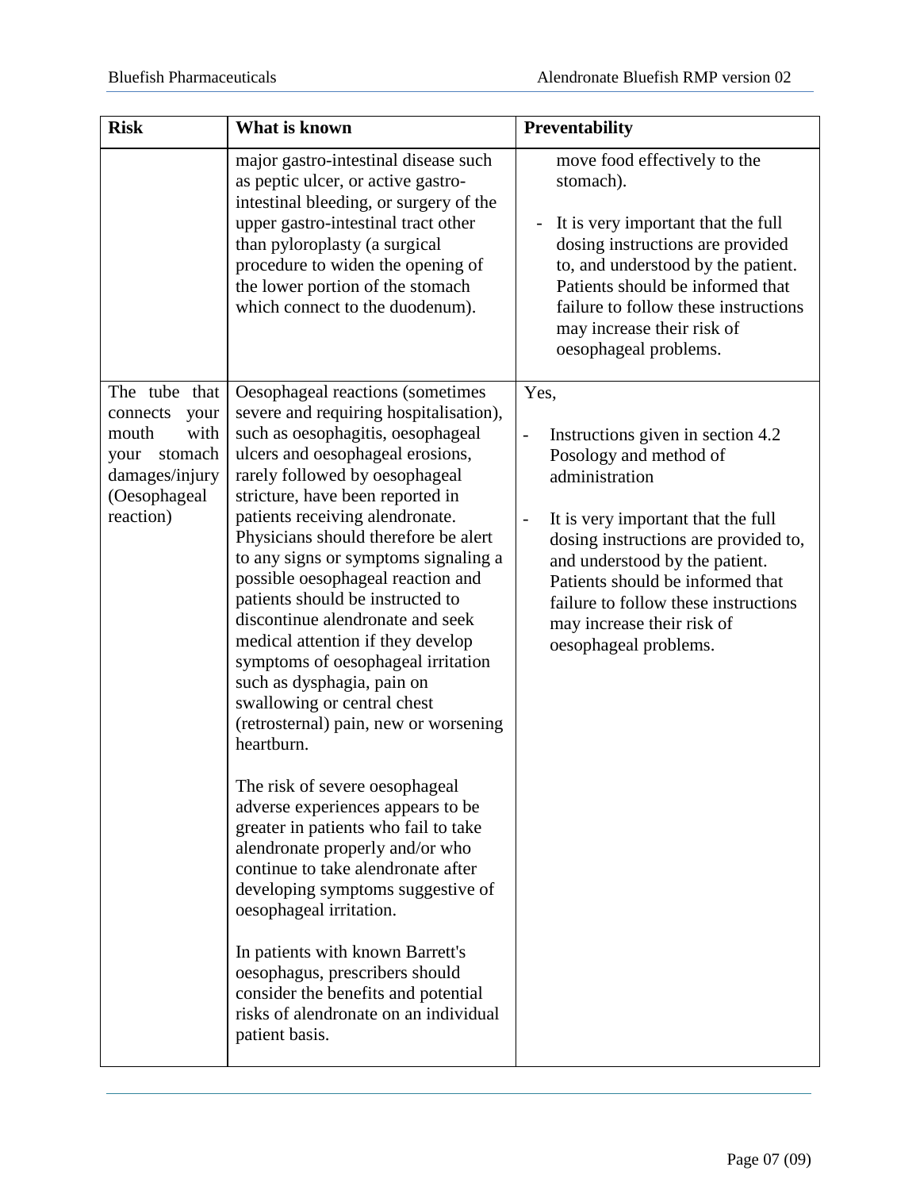| Risk | What is known | Preventability |
|---|---|---|
| | major gastro-intestinal disease such as peptic ulcer, or active gastro-intestinal bleeding, or surgery of the upper gastro-intestinal tract other than pyloroplasty (a surgical procedure to widen the opening of the lower portion of the stomach which connect to the duodenum). | move food effectively to the stomach).<br><br>- It is very important that the full dosing instructions are provided to, and understood by the patient. Patients should be informed that failure to follow these instructions may increase their risk of oesophageal problems. |
| The tube that connects your mouth with your stomach damages/injury (Oesophageal reaction) | Oesophageal reactions (sometimes severe and requiring hospitalisation), such as oesophagitis, oesophageal ulcers and oesophageal erosions, rarely followed by oesophageal stricture, have been reported in patients receiving alendronate. Physicians should therefore be alert to any signs or symptoms signaling a possible oesophageal reaction and patients should be instructed to discontinue alendronate and seek medical attention if they develop symptoms of oesophageal irritation such as dysphagia, pain on swallowing or central chest (retrosternal) pain, new or worsening heartburn.<br><br>The risk of severe oesophageal adverse experiences appears to be greater in patients who fail to take alendronate properly and/or who continue to take alendronate after developing symptoms suggestive of oesophageal irritation.<br><br>In patients with known Barrett's oesophagus, prescribers should consider the benefits and potential risks of alendronate on an individual patient basis. | Yes,<br><br>- Instructions given in section 4.2 Posology and method of administration<br><br>- It is very important that the full dosing instructions are provided to, and understood by the patient. Patients should be informed that failure to follow these instructions may increase their risk of oesophageal problems. |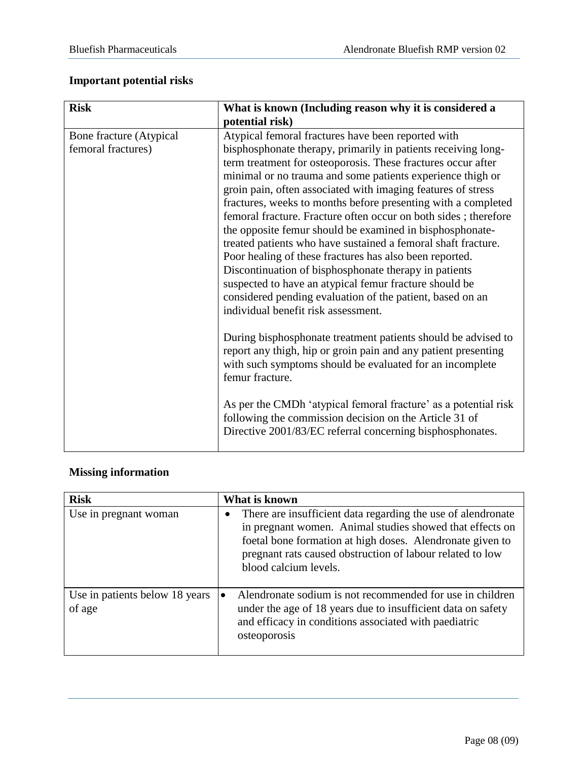## Important potential risks

| Risk | What is known (Including reason why it is considered a potential risk) |
|---|---|
| Bone fracture (Atypical femoral fractures) | Atypical femoral fractures have been reported with bisphosphonate therapy, primarily in patients receiving long-term treatment for osteoporosis. These fractures occur after minimal or no trauma and some patients experience thigh or groin pain, often associated with imaging features of stress fractures, weeks to months before presenting with a completed femoral fracture. Fracture often occur on both sides ; therefore the opposite femur should be examined in bisphosphonate-treated patients who have sustained a femoral shaft fracture. Poor healing of these fractures has also been reported. Discontinuation of bisphosphonate therapy in patients suspected to have an atypical femur fracture should be considered pending evaluation of the patient, based on an individual benefit risk assessment.<br><br>During bisphosphonate treatment patients should be advised to report any thigh, hip or groin pain and any patient presenting with such symptoms should be evaluated for an incomplete femur fracture.<br><br>As per the CMDh 'atypical femoral fracture' as a potential risk following the commission decision on the Article 31 of Directive 2001/83/EC referral concerning bisphosphonates. |

## Missing information

| Risk | What is known |
|---|---|
| Use in pregnant woman | • There are insufficient data regarding the use of alendronate in pregnant women. Animal studies showed that effects on foetal bone formation at high doses. Alendronate given to pregnant rats caused obstruction of labour related to low blood calcium levels. |
| Use in patients below 18 years of age | • Alendronate sodium is not recommended for use in children under the age of 18 years due to insufficient data on safety and efficacy in conditions associated with paediatric osteoporosis |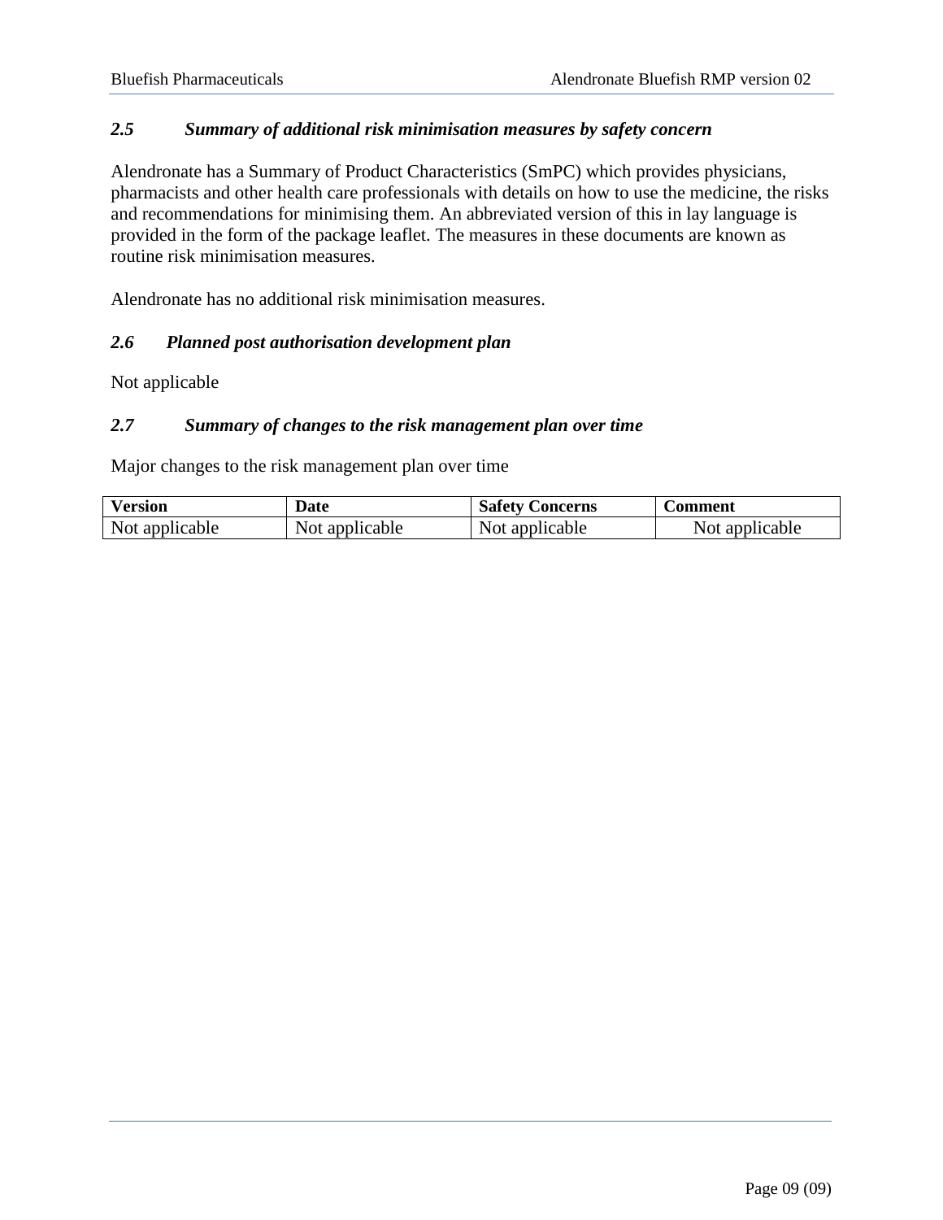### *2.5 Summary of additional risk minimisation measures by safety concern*

Alendronate has a Summary of Product Characteristics (SmPC) which provides physicians, pharmacists and other health care professionals with details on how to use the medicine, the risks and recommendations for minimising them. An abbreviated version of this in lay language is provided in the form of the package leaflet. The measures in these documents are known as routine risk minimisation measures.

Alendronate has no additional risk minimisation measures.

### *2.6 Planned post authorisation development plan*

Not applicable

### *2.7 Summary of changes to the risk management plan over time*

Major changes to the risk management plan over time

| Version | Date | Safety Concerns | Comment |
|---|---|---|---|
| Not applicable | Not applicable | Not applicable | Not applicable |